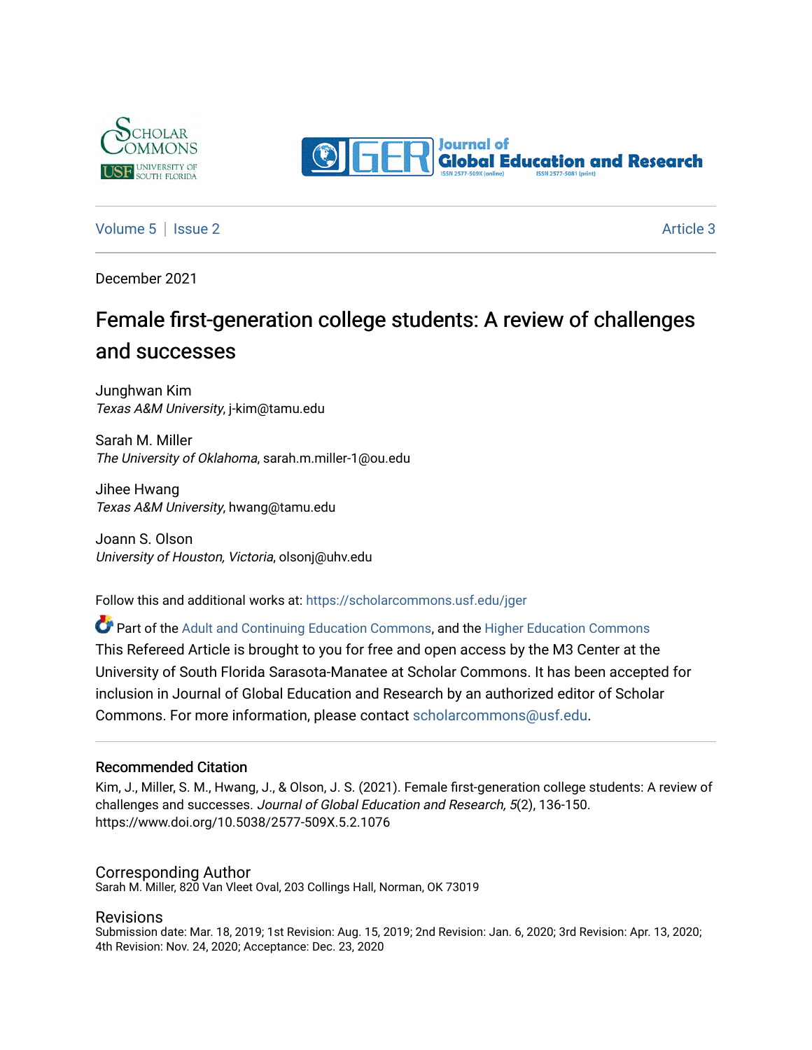Volume 5 | Issue 2 Article 3

December 2021

# Female first-generation college students: A review of challenges and successes

Junghwan Kim
*Texas A&M University*, j-kim@tamu.edu

Sarah M. Miller
*The University of Oklahoma*, sarah.m.miller-1@ou.edu

Jihee Hwang
*Texas A&M University*, hwang@tamu.edu

Joann S. Olson
*University of Houston, Victoria*, olsonj@uhv.edu

Follow this and additional works at: https://scholarcommons.usf.edu/jger

Part of the Adult and Continuing Education Commons, and the Higher Education Commons

This Refereed Article is brought to you for free and open access by the M3 Center at the University of South Florida Sarasota-Manatee at Scholar Commons. It has been accepted for inclusion in Journal of Global Education and Research by an authorized editor of Scholar Commons. For more information, please contact scholarcommons@usf.edu.

## Recommended Citation

Kim, J., Miller, S. M., Hwang, J., & Olson, J. S. (2021). Female first-generation college students: A review of challenges and successes. *Journal of Global Education and Research, 5*(2), 136-150. https://www.doi.org/10.5038/2577-509X.5.2.1076

## Corresponding Author

Sarah M. Miller, 820 Van Vleet Oval, 203 Collings Hall, Norman, OK 73019

## Revisions

Submission date: Mar. 18, 2019; 1st Revision: Aug. 15, 2019; 2nd Revision: Jan. 6, 2020; 3rd Revision: Apr. 13, 2020; 4th Revision: Nov. 24, 2020; Acceptance: Dec. 23, 2020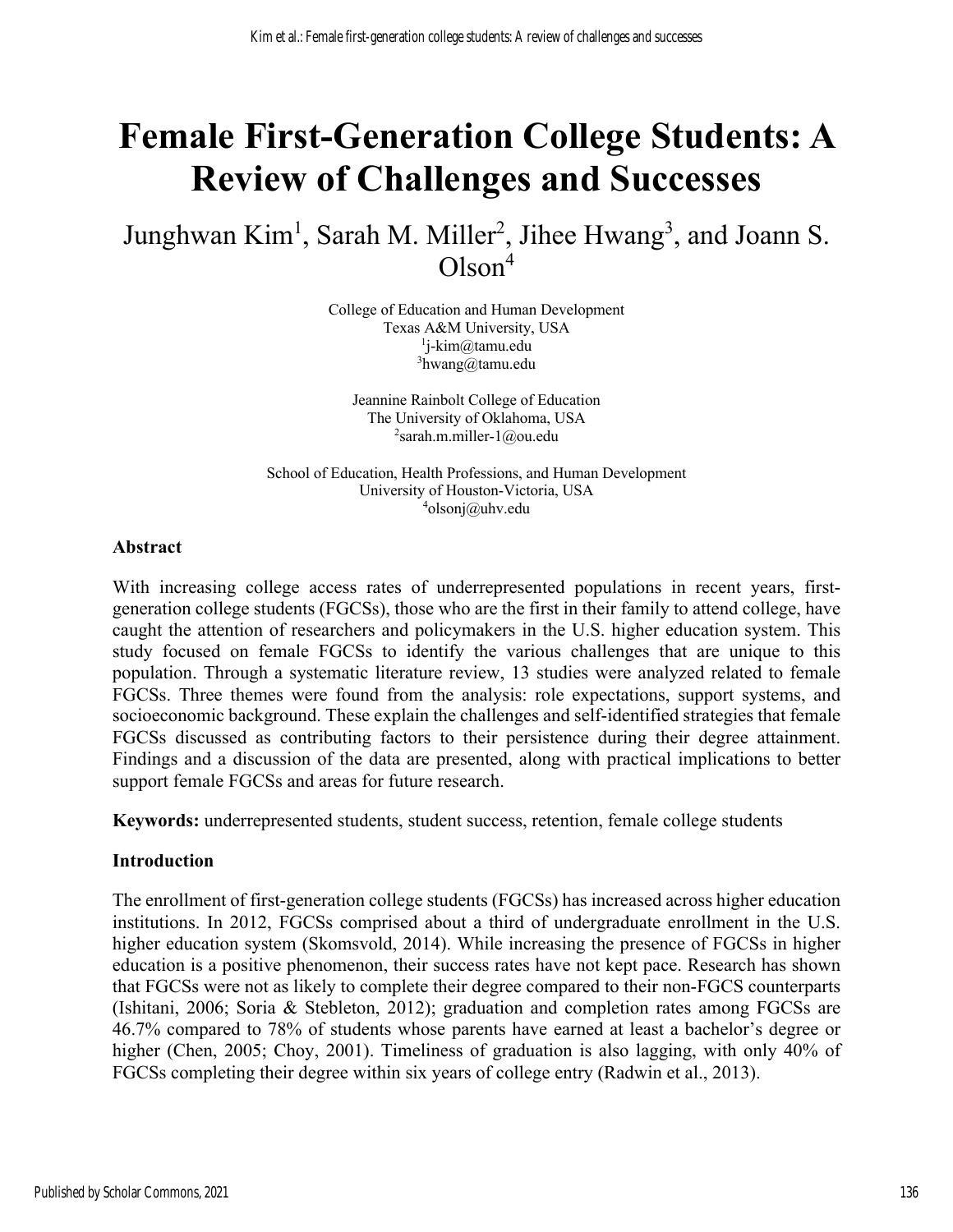# Female First-Generation College Students: A Review of Challenges and Successes

Junghwan Kim[1], Sarah M. Miller[2], Jihee Hwang[3], and Joann S. Olson[4]

College of Education and Human Development  
Texas A&M University, USA  
[1]j-kim@tamu.edu  
[3]hwang@tamu.edu

Jeannine Rainbolt College of Education  
The University of Oklahoma, USA  
[2]sarah.m.miller-1@ou.edu

School of Education, Health Professions, and Human Development  
University of Houston-Victoria, USA  
[4]olsonj@uhv.edu

## Abstract

With increasing college access rates of underrepresented populations in recent years, first-generation college students (FGCSs), those who are the first in their family to attend college, have caught the attention of researchers and policymakers in the U.S. higher education system. This study focused on female FGCSs to identify the various challenges that are unique to this population. Through a systematic literature review, 13 studies were analyzed related to female FGCSs. Three themes were found from the analysis: role expectations, support systems, and socioeconomic background. These explain the challenges and self-identified strategies that female FGCSs discussed as contributing factors to their persistence during their degree attainment. Findings and a discussion of the data are presented, along with practical implications to better support female FGCSs and areas for future research.

**Keywords:** underrepresented students, student success, retention, female college students

## Introduction

The enrollment of first-generation college students (FGCSs) has increased across higher education institutions. In 2012, FGCSs comprised about a third of undergraduate enrollment in the U.S. higher education system (Skomsvold, 2014). While increasing the presence of FGCSs in higher education is a positive phenomenon, their success rates have not kept pace. Research has shown that FGCSs were not as likely to complete their degree compared to their non-FGCS counterparts (Ishitani, 2006; Soria & Stebleton, 2012); graduation and completion rates among FGCSs are 46.7% compared to 78% of students whose parents have earned at least a bachelor's degree or higher (Chen, 2005; Choy, 2001). Timeliness of graduation is also lagging, with only 40% of FGCSs completing their degree within six years of college entry (Radwin et al., 2013).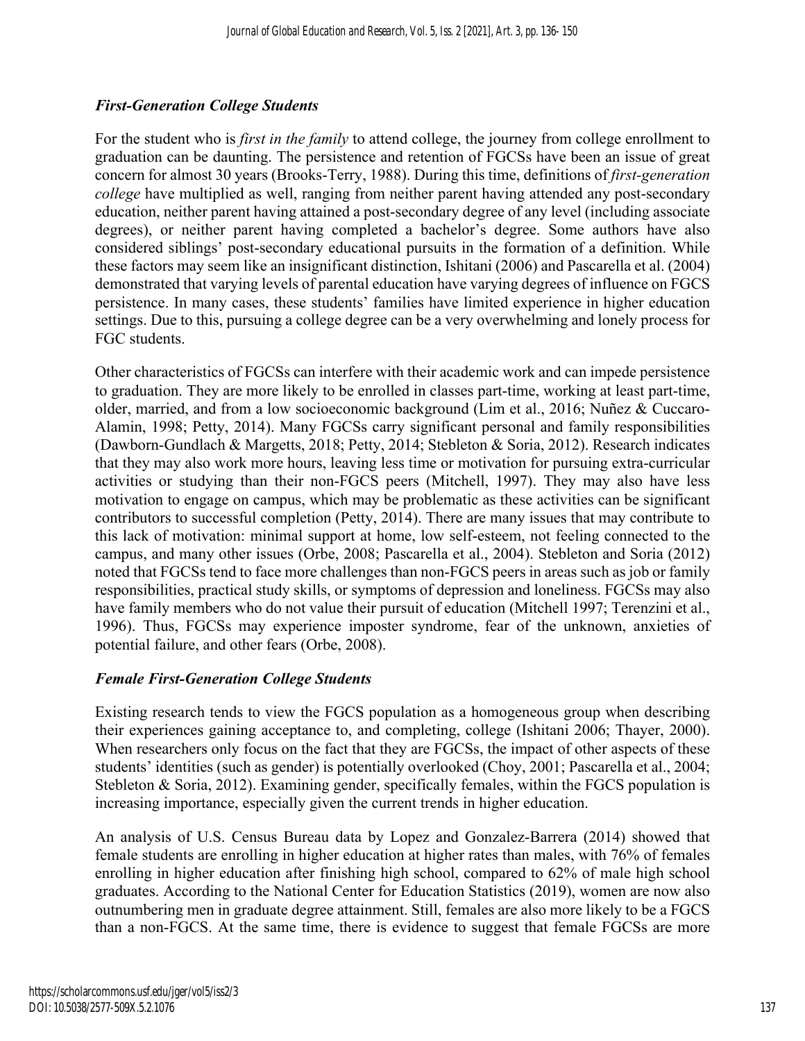### *First-Generation College Students*

For the student who is *first in the family* to attend college, the journey from college enrollment to graduation can be daunting. The persistence and retention of FGCSs have been an issue of great concern for almost 30 years (Brooks-Terry, 1988). During this time, definitions of *first-generation college* have multiplied as well, ranging from neither parent having attended any post-secondary education, neither parent having attained a post-secondary degree of any level (including associate degrees), or neither parent having completed a bachelor's degree. Some authors have also considered siblings' post-secondary educational pursuits in the formation of a definition. While these factors may seem like an insignificant distinction, Ishitani (2006) and Pascarella et al. (2004) demonstrated that varying levels of parental education have varying degrees of influence on FGCS persistence. In many cases, these students' families have limited experience in higher education settings. Due to this, pursuing a college degree can be a very overwhelming and lonely process for FGC students.

Other characteristics of FGCSs can interfere with their academic work and can impede persistence to graduation. They are more likely to be enrolled in classes part-time, working at least part-time, older, married, and from a low socioeconomic background (Lim et al., 2016; Nuñez & Cuccaro-Alamin, 1998; Petty, 2014). Many FGCSs carry significant personal and family responsibilities (Dawborn-Gundlach & Margetts, 2018; Petty, 2014; Stebleton & Soria, 2012). Research indicates that they may also work more hours, leaving less time or motivation for pursuing extra-curricular activities or studying than their non-FGCS peers (Mitchell, 1997). They may also have less motivation to engage on campus, which may be problematic as these activities can be significant contributors to successful completion (Petty, 2014). There are many issues that may contribute to this lack of motivation: minimal support at home, low self-esteem, not feeling connected to the campus, and many other issues (Orbe, 2008; Pascarella et al., 2004). Stebleton and Soria (2012) noted that FGCSs tend to face more challenges than non-FGCS peers in areas such as job or family responsibilities, practical study skills, or symptoms of depression and loneliness. FGCSs may also have family members who do not value their pursuit of education (Mitchell 1997; Terenzini et al., 1996). Thus, FGCSs may experience imposter syndrome, fear of the unknown, anxieties of potential failure, and other fears (Orbe, 2008).

### *Female First-Generation College Students*

Existing research tends to view the FGCS population as a homogeneous group when describing their experiences gaining acceptance to, and completing, college (Ishitani 2006; Thayer, 2000). When researchers only focus on the fact that they are FGCSs, the impact of other aspects of these students' identities (such as gender) is potentially overlooked (Choy, 2001; Pascarella et al., 2004; Stebleton & Soria, 2012). Examining gender, specifically females, within the FGCS population is increasing importance, especially given the current trends in higher education.

An analysis of U.S. Census Bureau data by Lopez and Gonzalez-Barrera (2014) showed that female students are enrolling in higher education at higher rates than males, with 76% of females enrolling in higher education after finishing high school, compared to 62% of male high school graduates. According to the National Center for Education Statistics (2019), women are now also outnumbering men in graduate degree attainment. Still, females are also more likely to be a FGCS than a non-FGCS. At the same time, there is evidence to suggest that female FGCSs are more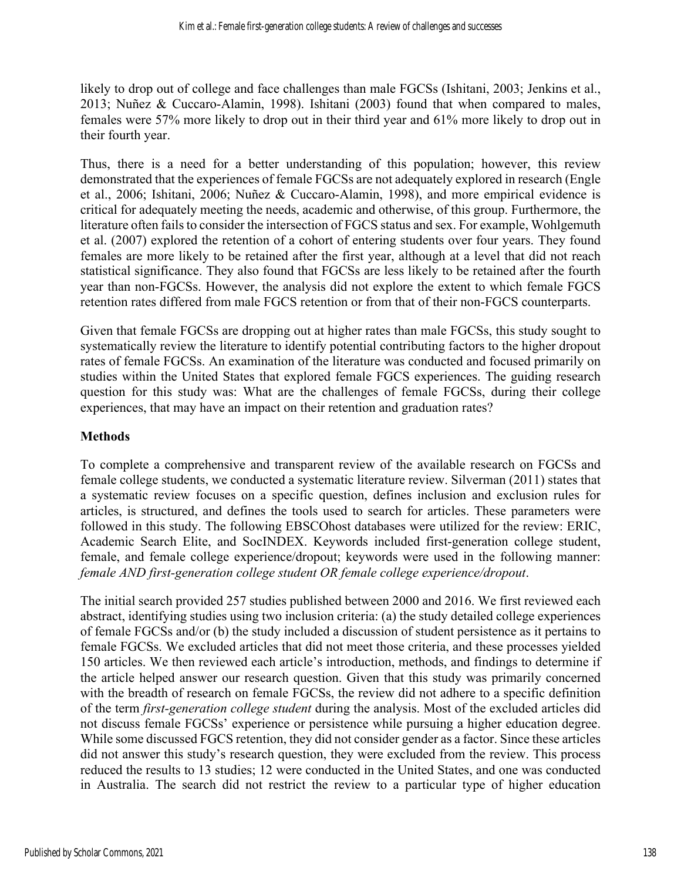likely to drop out of college and face challenges than male FGCSs (Ishitani, 2003; Jenkins et al., 2013; Nuñez & Cuccaro-Alamin, 1998). Ishitani (2003) found that when compared to males, females were 57% more likely to drop out in their third year and 61% more likely to drop out in their fourth year.

Thus, there is a need for a better understanding of this population; however, this review demonstrated that the experiences of female FGCSs are not adequately explored in research (Engle et al., 2006; Ishitani, 2006; Nuñez & Cuccaro-Alamin, 1998), and more empirical evidence is critical for adequately meeting the needs, academic and otherwise, of this group. Furthermore, the literature often fails to consider the intersection of FGCS status and sex. For example, Wohlgemuth et al. (2007) explored the retention of a cohort of entering students over four years. They found females are more likely to be retained after the first year, although at a level that did not reach statistical significance. They also found that FGCSs are less likely to be retained after the fourth year than non-FGCSs. However, the analysis did not explore the extent to which female FGCS retention rates differed from male FGCS retention or from that of their non-FGCS counterparts.

Given that female FGCSs are dropping out at higher rates than male FGCSs, this study sought to systematically review the literature to identify potential contributing factors to the higher dropout rates of female FGCSs. An examination of the literature was conducted and focused primarily on studies within the United States that explored female FGCS experiences. The guiding research question for this study was: What are the challenges of female FGCSs, during their college experiences, that may have an impact on their retention and graduation rates?

## Methods

To complete a comprehensive and transparent review of the available research on FGCSs and female college students, we conducted a systematic literature review. Silverman (2011) states that a systematic review focuses on a specific question, defines inclusion and exclusion rules for articles, is structured, and defines the tools used to search for articles. These parameters were followed in this study. The following EBSCOhost databases were utilized for the review: ERIC, Academic Search Elite, and SocINDEX. Keywords included first-generation college student, female, and female college experience/dropout; keywords were used in the following manner: *female AND first-generation college student OR female college experience/dropout*.

The initial search provided 257 studies published between 2000 and 2016. We first reviewed each abstract, identifying studies using two inclusion criteria: (a) the study detailed college experiences of female FGCSs and/or (b) the study included a discussion of student persistence as it pertains to female FGCSs. We excluded articles that did not meet those criteria, and these processes yielded 150 articles. We then reviewed each article's introduction, methods, and findings to determine if the article helped answer our research question. Given that this study was primarily concerned with the breadth of research on female FGCSs, the review did not adhere to a specific definition of the term *first-generation college student* during the analysis. Most of the excluded articles did not discuss female FGCSs' experience or persistence while pursuing a higher education degree. While some discussed FGCS retention, they did not consider gender as a factor. Since these articles did not answer this study's research question, they were excluded from the review. This process reduced the results to 13 studies; 12 were conducted in the United States, and one was conducted in Australia. The search did not restrict the review to a particular type of higher education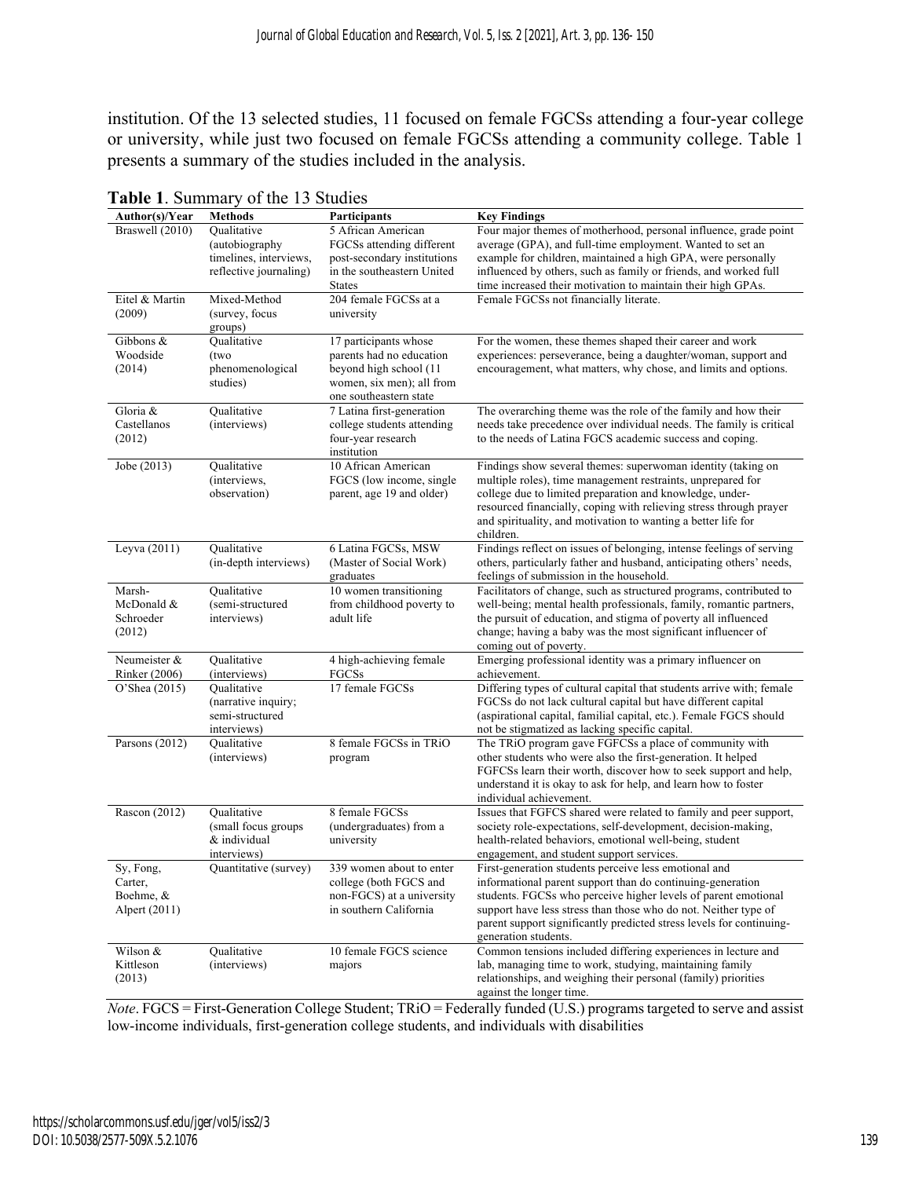institution. Of the 13 selected studies, 11 focused on female FGCSs attending a four-year college or university, while just two focused on female FGCSs attending a community college. Table 1 presents a summary of the studies included in the analysis.

**Table 1**. Summary of the 13 Studies

| Author(s)/Year | Methods | Participants | Key Findings |
|---|---|---|---|
| Braswell (2010) | Qualitative (autobiography timelines, interviews, reflective journaling) | 5 African American FGCSs attending different post-secondary institutions in the southeastern United States | Four major themes of motherhood, personal influence, grade point average (GPA), and full-time employment. Wanted to set an example for children, maintained a high GPA, were personally influenced by others, such as family or friends, and worked full time increased their motivation to maintain their high GPAs. |
| Eitel & Martin (2009) | Mixed-Method (survey, focus groups) | 204 female FGCSs at a university | Female FGCSs not financially literate. |
| Gibbons & Woodside (2014) | Qualitative (two phenomenological studies) | 17 participants whose parents had no education beyond high school (11 women, six men); all from one southeastern state | For the women, these themes shaped their career and work experiences: perseverance, being a daughter/woman, support and encouragement, what matters, why chose, and limits and options. |
| Gloria & Castellanos (2012) | Qualitative (interviews) | 7 Latina first-generation college students attending four-year research institution | The overarching theme was the role of the family and how their needs take precedence over individual needs. The family is critical to the needs of Latina FGCS academic success and coping. |
| Jobe (2013) | Qualitative (interviews, observation) | 10 African American FGCS (low income, single parent, age 19 and older) | Findings show several themes: superwoman identity (taking on multiple roles), time management restraints, unprepared for college due to limited preparation and knowledge, under-resourced financially, coping with relieving stress through prayer and spirituality, and motivation to wanting a better life for children. |
| Leyva (2011) | Qualitative (in-depth interviews) | 6 Latina FGCSs, MSW (Master of Social Work) graduates | Findings reflect on issues of belonging, intense feelings of serving others, particularly father and husband, anticipating others' needs, feelings of submission in the household. |
| Marsh-McDonald & Schroeder (2012) | Qualitative (semi-structured interviews) | 10 women transitioning from childhood poverty to adult life | Facilitators of change, such as structured programs, contributed to well-being; mental health professionals, family, romantic partners, the pursuit of education, and stigma of poverty all influenced change; having a baby was the most significant influencer of coming out of poverty. |
| Neumeister & Rinker (2006) | Qualitative (interviews) | 4 high-achieving female FGCSs | Emerging professional identity was a primary influencer on achievement. |
| O'Shea (2015) | Qualitative (narrative inquiry; semi-structured interviews) | 17 female FGCSs | Differing types of cultural capital that students arrive with; female FGCSs do not lack cultural capital but have different capital (aspirational capital, familial capital, etc.). Female FGCS should not be stigmatized as lacking specific capital. |
| Parsons (2012) | Qualitative (interviews) | 8 female FGCSs in TRiO program | The TRiO program gave FGFCSs a place of community with other students who were also the first-generation. It helped FGFCSs learn their worth, discover how to seek support and help, understand it is okay to ask for help, and learn how to foster individual achievement. |
| Rascon (2012) | Qualitative (small focus groups & individual interviews) | 8 female FGCSs (undergraduates) from a university | Issues that FGFCS shared were related to family and peer support, society role-expectations, self-development, decision-making, health-related behaviors, emotional well-being, student engagement, and student support services. |
| Sy, Fong, Carter, Boehme, & Alpert (2011) | Quantitative (survey) | 339 women about to enter college (both FGCS and non-FGCS) at a university in southern California | First-generation students perceive less emotional and informational parent support than do continuing-generation students. FGCSs who perceive higher levels of parent emotional support have less stress than those who do not. Neither type of parent support significantly predicted stress levels for continuing-generation students. |
| Wilson & Kittleson (2013) | Qualitative (interviews) | 10 female FGCS science majors | Common tensions included differing experiences in lecture and lab, managing time to work, studying, maintaining family relationships, and weighing their personal (family) priorities against the longer time. |

*Note*. FGCS = First-Generation College Student; TRiO = Federally funded (U.S.) programs targeted to serve and assist low-income individuals, first-generation college students, and individuals with disabilities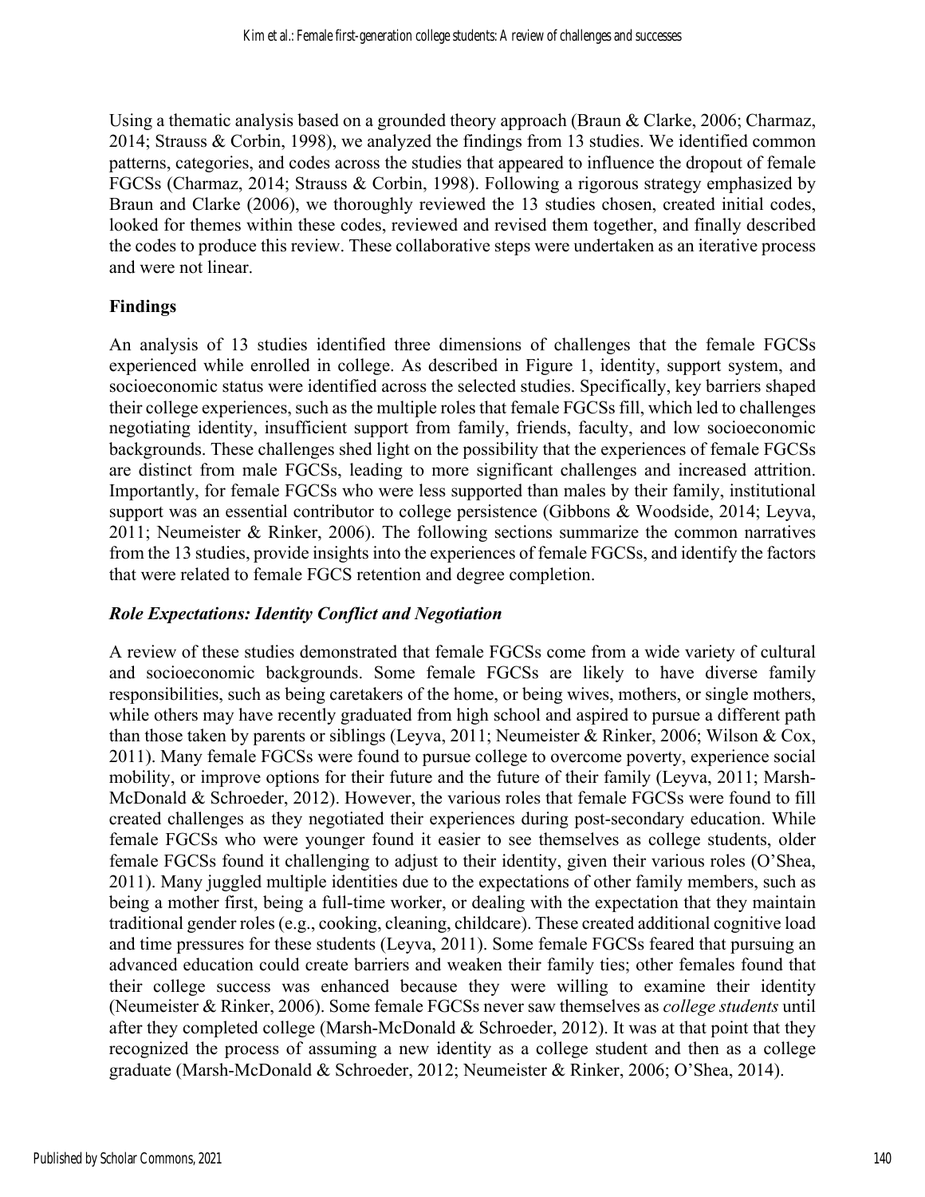Using a thematic analysis based on a grounded theory approach (Braun & Clarke, 2006; Charmaz, 2014; Strauss & Corbin, 1998), we analyzed the findings from 13 studies. We identified common patterns, categories, and codes across the studies that appeared to influence the dropout of female FGCSs (Charmaz, 2014; Strauss & Corbin, 1998). Following a rigorous strategy emphasized by Braun and Clarke (2006), we thoroughly reviewed the 13 studies chosen, created initial codes, looked for themes within these codes, reviewed and revised them together, and finally described the codes to produce this review. These collaborative steps were undertaken as an iterative process and were not linear.

## Findings

An analysis of 13 studies identified three dimensions of challenges that the female FGCSs experienced while enrolled in college. As described in Figure 1, identity, support system, and socioeconomic status were identified across the selected studies. Specifically, key barriers shaped their college experiences, such as the multiple roles that female FGCSs fill, which led to challenges negotiating identity, insufficient support from family, friends, faculty, and low socioeconomic backgrounds. These challenges shed light on the possibility that the experiences of female FGCSs are distinct from male FGCSs, leading to more significant challenges and increased attrition. Importantly, for female FGCSs who were less supported than males by their family, institutional support was an essential contributor to college persistence (Gibbons & Woodside, 2014; Leyva, 2011; Neumeister & Rinker, 2006). The following sections summarize the common narratives from the 13 studies, provide insights into the experiences of female FGCSs, and identify the factors that were related to female FGCS retention and degree completion.

### *Role Expectations: Identity Conflict and Negotiation*

A review of these studies demonstrated that female FGCSs come from a wide variety of cultural and socioeconomic backgrounds. Some female FGCSs are likely to have diverse family responsibilities, such as being caretakers of the home, or being wives, mothers, or single mothers, while others may have recently graduated from high school and aspired to pursue a different path than those taken by parents or siblings (Leyva, 2011; Neumeister & Rinker, 2006; Wilson & Cox, 2011). Many female FGCSs were found to pursue college to overcome poverty, experience social mobility, or improve options for their future and the future of their family (Leyva, 2011; Marsh-McDonald & Schroeder, 2012). However, the various roles that female FGCSs were found to fill created challenges as they negotiated their experiences during post-secondary education. While female FGCSs who were younger found it easier to see themselves as college students, older female FGCSs found it challenging to adjust to their identity, given their various roles (O'Shea, 2011). Many juggled multiple identities due to the expectations of other family members, such as being a mother first, being a full-time worker, or dealing with the expectation that they maintain traditional gender roles (e.g., cooking, cleaning, childcare). These created additional cognitive load and time pressures for these students (Leyva, 2011). Some female FGCSs feared that pursuing an advanced education could create barriers and weaken their family ties; other females found that their college success was enhanced because they were willing to examine their identity (Neumeister & Rinker, 2006). Some female FGCSs never saw themselves as *college students* until after they completed college (Marsh-McDonald & Schroeder, 2012). It was at that point that they recognized the process of assuming a new identity as a college student and then as a college graduate (Marsh-McDonald & Schroeder, 2012; Neumeister & Rinker, 2006; O'Shea, 2014).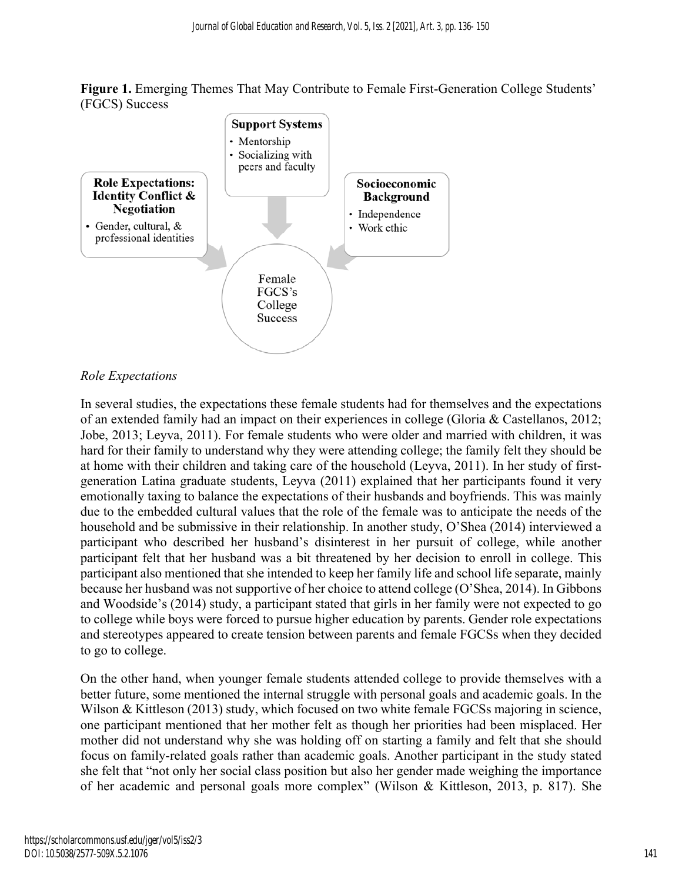**Figure 1.** Emerging Themes That May Contribute to Female First-Generation College Students' (FGCS) Success

**Support Systems**
- Mentorship
- Socializing with peers and faculty

**Role Expectations: Identity Conflict & Negotiation**
- Gender, cultural, & professional identities

**Socioeconomic Background**
- Independence
- Work ethic

Female FGCS's College Success

*Role Expectations*

In several studies, the expectations these female students had for themselves and the expectations of an extended family had an impact on their experiences in college (Gloria & Castellanos, 2012; Jobe, 2013; Leyva, 2011). For female students who were older and married with children, it was hard for their family to understand why they were attending college; the family felt they should be at home with their children and taking care of the household (Leyva, 2011). In her study of first-generation Latina graduate students, Leyva (2011) explained that her participants found it very emotionally taxing to balance the expectations of their husbands and boyfriends. This was mainly due to the embedded cultural values that the role of the female was to anticipate the needs of the household and be submissive in their relationship. In another study, O'Shea (2014) interviewed a participant who described her husband's disinterest in her pursuit of college, while another participant felt that her husband was a bit threatened by her decision to enroll in college. This participant also mentioned that she intended to keep her family life and school life separate, mainly because her husband was not supportive of her choice to attend college (O'Shea, 2014). In Gibbons and Woodside's (2014) study, a participant stated that girls in her family were not expected to go to college while boys were forced to pursue higher education by parents. Gender role expectations and stereotypes appeared to create tension between parents and female FGCSs when they decided to go to college.

On the other hand, when younger female students attended college to provide themselves with a better future, some mentioned the internal struggle with personal goals and academic goals. In the Wilson & Kittleson (2013) study, which focused on two white female FGCSs majoring in science, one participant mentioned that her mother felt as though her priorities had been misplaced. Her mother did not understand why she was holding off on starting a family and felt that she should focus on family-related goals rather than academic goals. Another participant in the study stated she felt that "not only her social class position but also her gender made weighing the importance of her academic and personal goals more complex" (Wilson & Kittleson, 2013, p. 817). She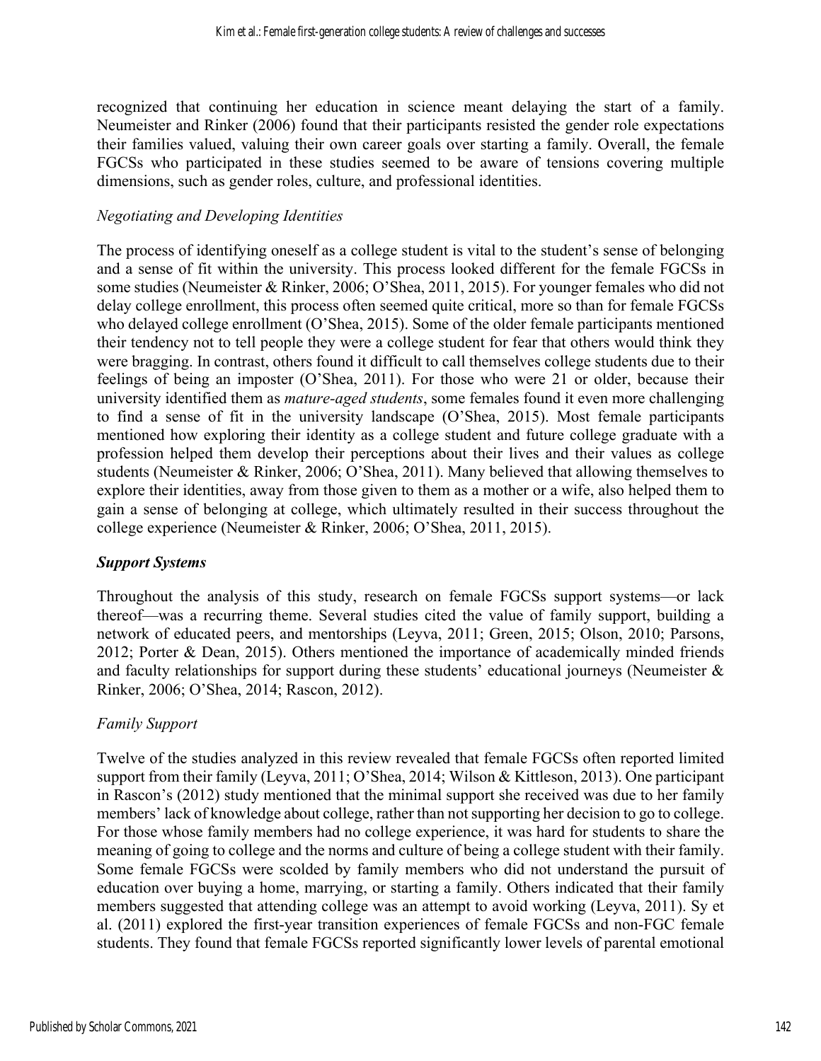recognized that continuing her education in science meant delaying the start of a family. Neumeister and Rinker (2006) found that their participants resisted the gender role expectations their families valued, valuing their own career goals over starting a family. Overall, the female FGCSs who participated in these studies seemed to be aware of tensions covering multiple dimensions, such as gender roles, culture, and professional identities.

#### *Negotiating and Developing Identities*

The process of identifying oneself as a college student is vital to the student's sense of belonging and a sense of fit within the university. This process looked different for the female FGCSs in some studies (Neumeister & Rinker, 2006; O'Shea, 2011, 2015). For younger females who did not delay college enrollment, this process often seemed quite critical, more so than for female FGCSs who delayed college enrollment (O'Shea, 2015). Some of the older female participants mentioned their tendency not to tell people they were a college student for fear that others would think they were bragging. In contrast, others found it difficult to call themselves college students due to their feelings of being an imposter (O'Shea, 2011). For those who were 21 or older, because their university identified them as *mature-aged students*, some females found it even more challenging to find a sense of fit in the university landscape (O'Shea, 2015). Most female participants mentioned how exploring their identity as a college student and future college graduate with a profession helped them develop their perceptions about their lives and their values as college students (Neumeister & Rinker, 2006; O'Shea, 2011). Many believed that allowing themselves to explore their identities, away from those given to them as a mother or a wife, also helped them to gain a sense of belonging at college, which ultimately resulted in their success throughout the college experience (Neumeister & Rinker, 2006; O'Shea, 2011, 2015).

### ***Support Systems***

Throughout the analysis of this study, research on female FGCSs support systems—or lack thereof—was a recurring theme. Several studies cited the value of family support, building a network of educated peers, and mentorships (Leyva, 2011; Green, 2015; Olson, 2010; Parsons, 2012; Porter & Dean, 2015). Others mentioned the importance of academically minded friends and faculty relationships for support during these students' educational journeys (Neumeister & Rinker, 2006; O'Shea, 2014; Rascon, 2012).

#### *Family Support*

Twelve of the studies analyzed in this review revealed that female FGCSs often reported limited support from their family (Leyva, 2011; O'Shea, 2014; Wilson & Kittleson, 2013). One participant in Rascon's (2012) study mentioned that the minimal support she received was due to her family members' lack of knowledge about college, rather than not supporting her decision to go to college. For those whose family members had no college experience, it was hard for students to share the meaning of going to college and the norms and culture of being a college student with their family. Some female FGCSs were scolded by family members who did not understand the pursuit of education over buying a home, marrying, or starting a family. Others indicated that their family members suggested that attending college was an attempt to avoid working (Leyva, 2011). Sy et al. (2011) explored the first-year transition experiences of female FGCSs and non-FGC female students. They found that female FGCSs reported significantly lower levels of parental emotional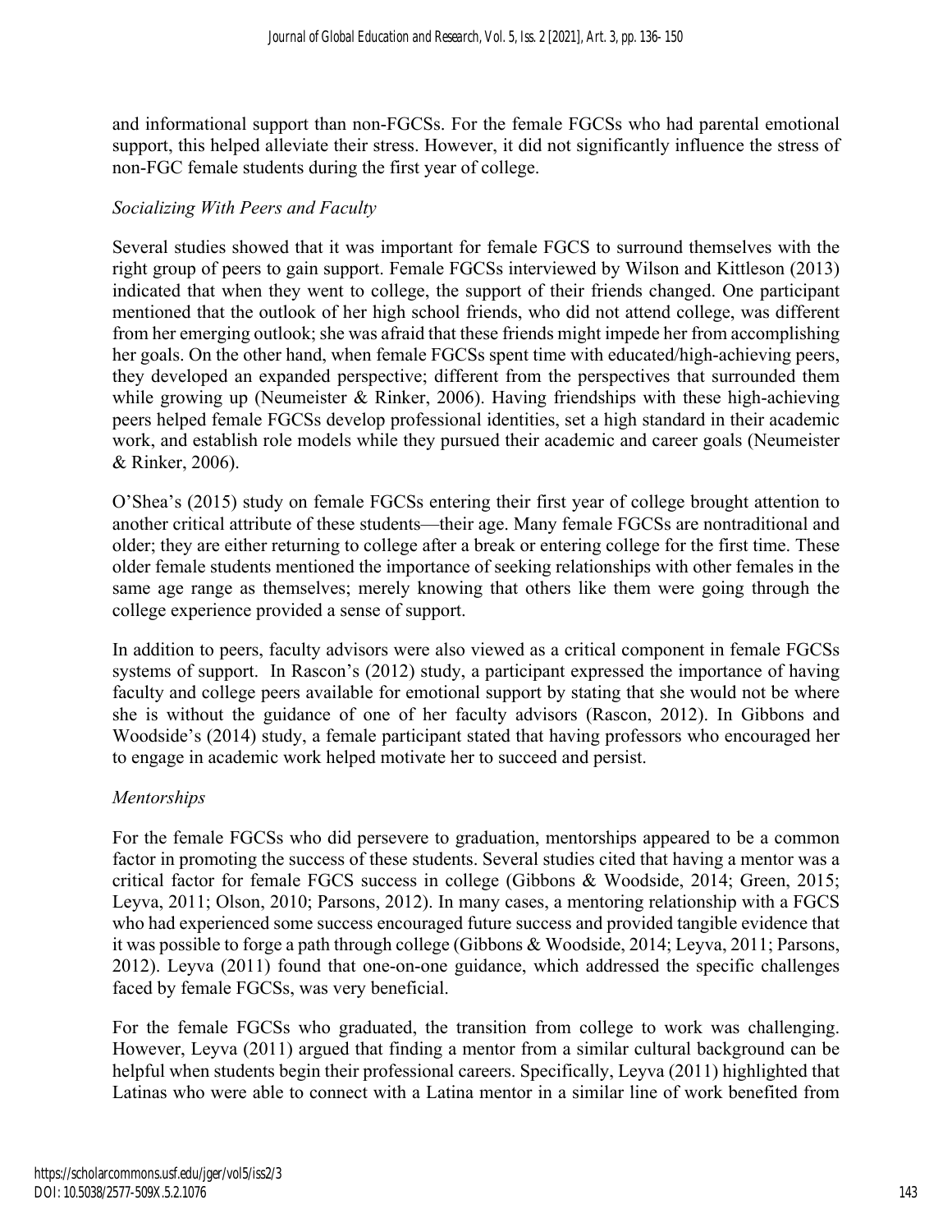and informational support than non-FGCSs. For the female FGCSs who had parental emotional support, this helped alleviate their stress. However, it did not significantly influence the stress of non-FGC female students during the first year of college.

### *Socializing With Peers and Faculty*

Several studies showed that it was important for female FGCS to surround themselves with the right group of peers to gain support. Female FGCSs interviewed by Wilson and Kittleson (2013) indicated that when they went to college, the support of their friends changed. One participant mentioned that the outlook of her high school friends, who did not attend college, was different from her emerging outlook; she was afraid that these friends might impede her from accomplishing her goals. On the other hand, when female FGCSs spent time with educated/high-achieving peers, they developed an expanded perspective; different from the perspectives that surrounded them while growing up (Neumeister & Rinker, 2006). Having friendships with these high-achieving peers helped female FGCSs develop professional identities, set a high standard in their academic work, and establish role models while they pursued their academic and career goals (Neumeister & Rinker, 2006).

O'Shea's (2015) study on female FGCSs entering their first year of college brought attention to another critical attribute of these students—their age. Many female FGCSs are nontraditional and older; they are either returning to college after a break or entering college for the first time. These older female students mentioned the importance of seeking relationships with other females in the same age range as themselves; merely knowing that others like them were going through the college experience provided a sense of support.

In addition to peers, faculty advisors were also viewed as a critical component in female FGCSs systems of support. In Rascon's (2012) study, a participant expressed the importance of having faculty and college peers available for emotional support by stating that she would not be where she is without the guidance of one of her faculty advisors (Rascon, 2012). In Gibbons and Woodside's (2014) study, a female participant stated that having professors who encouraged her to engage in academic work helped motivate her to succeed and persist.

### *Mentorships*

For the female FGCSs who did persevere to graduation, mentorships appeared to be a common factor in promoting the success of these students. Several studies cited that having a mentor was a critical factor for female FGCS success in college (Gibbons & Woodside, 2014; Green, 2015; Leyva, 2011; Olson, 2010; Parsons, 2012). In many cases, a mentoring relationship with a FGCS who had experienced some success encouraged future success and provided tangible evidence that it was possible to forge a path through college (Gibbons & Woodside, 2014; Leyva, 2011; Parsons, 2012). Leyva (2011) found that one-on-one guidance, which addressed the specific challenges faced by female FGCSs, was very beneficial.

For the female FGCSs who graduated, the transition from college to work was challenging. However, Leyva (2011) argued that finding a mentor from a similar cultural background can be helpful when students begin their professional careers. Specifically, Leyva (2011) highlighted that Latinas who were able to connect with a Latina mentor in a similar line of work benefited from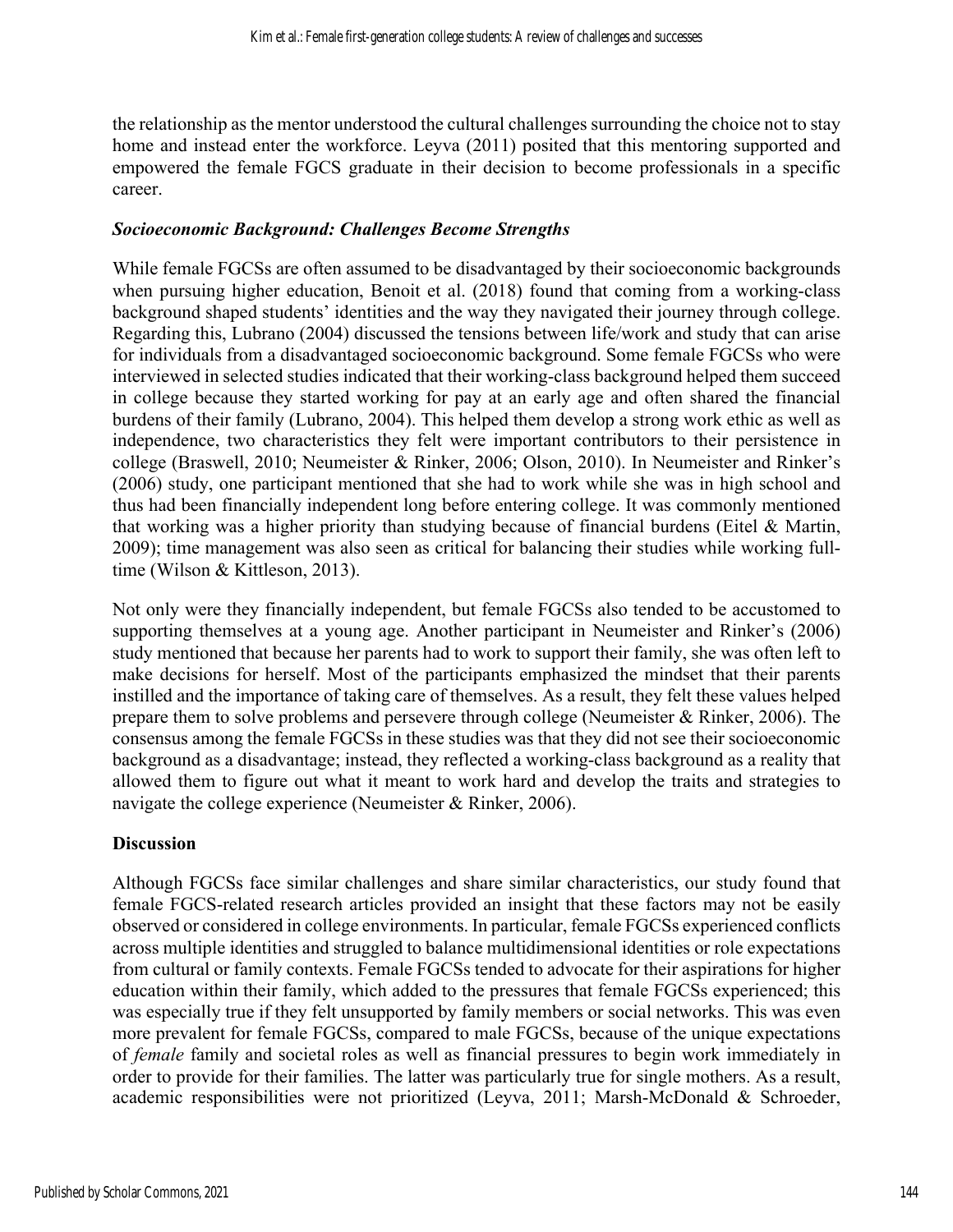the relationship as the mentor understood the cultural challenges surrounding the choice not to stay home and instead enter the workforce. Leyva (2011) posited that this mentoring supported and empowered the female FGCS graduate in their decision to become professionals in a specific career.

### *Socioeconomic Background: Challenges Become Strengths*

While female FGCSs are often assumed to be disadvantaged by their socioeconomic backgrounds when pursuing higher education, Benoit et al. (2018) found that coming from a working-class background shaped students' identities and the way they navigated their journey through college. Regarding this, Lubrano (2004) discussed the tensions between life/work and study that can arise for individuals from a disadvantaged socioeconomic background. Some female FGCSs who were interviewed in selected studies indicated that their working-class background helped them succeed in college because they started working for pay at an early age and often shared the financial burdens of their family (Lubrano, 2004). This helped them develop a strong work ethic as well as independence, two characteristics they felt were important contributors to their persistence in college (Braswell, 2010; Neumeister & Rinker, 2006; Olson, 2010). In Neumeister and Rinker's (2006) study, one participant mentioned that she had to work while she was in high school and thus had been financially independent long before entering college. It was commonly mentioned that working was a higher priority than studying because of financial burdens (Eitel & Martin, 2009); time management was also seen as critical for balancing their studies while working full-time (Wilson & Kittleson, 2013).

Not only were they financially independent, but female FGCSs also tended to be accustomed to supporting themselves at a young age. Another participant in Neumeister and Rinker's (2006) study mentioned that because her parents had to work to support their family, she was often left to make decisions for herself. Most of the participants emphasized the mindset that their parents instilled and the importance of taking care of themselves. As a result, they felt these values helped prepare them to solve problems and persevere through college (Neumeister & Rinker, 2006). The consensus among the female FGCSs in these studies was that they did not see their socioeconomic background as a disadvantage; instead, they reflected a working-class background as a reality that allowed them to figure out what it meant to work hard and develop the traits and strategies to navigate the college experience (Neumeister & Rinker, 2006).

## Discussion

Although FGCSs face similar challenges and share similar characteristics, our study found that female FGCS-related research articles provided an insight that these factors may not be easily observed or considered in college environments. In particular, female FGCSs experienced conflicts across multiple identities and struggled to balance multidimensional identities or role expectations from cultural or family contexts. Female FGCSs tended to advocate for their aspirations for higher education within their family, which added to the pressures that female FGCSs experienced; this was especially true if they felt unsupported by family members or social networks. This was even more prevalent for female FGCSs, compared to male FGCSs, because of the unique expectations of *female* family and societal roles as well as financial pressures to begin work immediately in order to provide for their families. The latter was particularly true for single mothers. As a result, academic responsibilities were not prioritized (Leyva, 2011; Marsh-McDonald & Schroeder,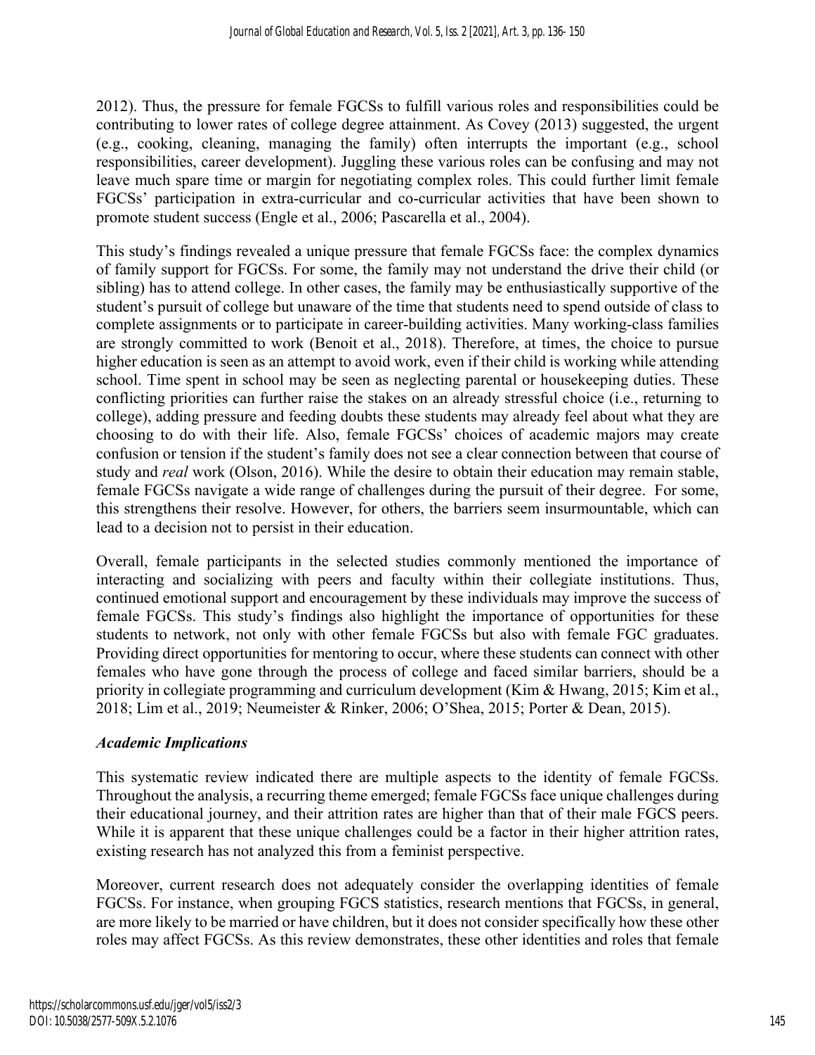2012). Thus, the pressure for female FGCSs to fulfill various roles and responsibilities could be contributing to lower rates of college degree attainment. As Covey (2013) suggested, the urgent (e.g., cooking, cleaning, managing the family) often interrupts the important (e.g., school responsibilities, career development). Juggling these various roles can be confusing and may not leave much spare time or margin for negotiating complex roles. This could further limit female FGCSs' participation in extra-curricular and co-curricular activities that have been shown to promote student success (Engle et al., 2006; Pascarella et al., 2004).

This study's findings revealed a unique pressure that female FGCSs face: the complex dynamics of family support for FGCSs. For some, the family may not understand the drive their child (or sibling) has to attend college. In other cases, the family may be enthusiastically supportive of the student's pursuit of college but unaware of the time that students need to spend outside of class to complete assignments or to participate in career-building activities. Many working-class families are strongly committed to work (Benoit et al., 2018). Therefore, at times, the choice to pursue higher education is seen as an attempt to avoid work, even if their child is working while attending school. Time spent in school may be seen as neglecting parental or housekeeping duties. These conflicting priorities can further raise the stakes on an already stressful choice (i.e., returning to college), adding pressure and feeding doubts these students may already feel about what they are choosing to do with their life. Also, female FGCSs' choices of academic majors may create confusion or tension if the student's family does not see a clear connection between that course of study and *real* work (Olson, 2016). While the desire to obtain their education may remain stable, female FGCSs navigate a wide range of challenges during the pursuit of their degree. For some, this strengthens their resolve. However, for others, the barriers seem insurmountable, which can lead to a decision not to persist in their education.

Overall, female participants in the selected studies commonly mentioned the importance of interacting and socializing with peers and faculty within their collegiate institutions. Thus, continued emotional support and encouragement by these individuals may improve the success of female FGCSs. This study's findings also highlight the importance of opportunities for these students to network, not only with other female FGCSs but also with female FGC graduates. Providing direct opportunities for mentoring to occur, where these students can connect with other females who have gone through the process of college and faced similar barriers, should be a priority in collegiate programming and curriculum development (Kim & Hwang, 2015; Kim et al., 2018; Lim et al., 2019; Neumeister & Rinker, 2006; O'Shea, 2015; Porter & Dean, 2015).

### *Academic Implications*

This systematic review indicated there are multiple aspects to the identity of female FGCSs. Throughout the analysis, a recurring theme emerged; female FGCSs face unique challenges during their educational journey, and their attrition rates are higher than that of their male FGCS peers. While it is apparent that these unique challenges could be a factor in their higher attrition rates, existing research has not analyzed this from a feminist perspective.

Moreover, current research does not adequately consider the overlapping identities of female FGCSs. For instance, when grouping FGCS statistics, research mentions that FGCSs, in general, are more likely to be married or have children, but it does not consider specifically how these other roles may affect FGCSs. As this review demonstrates, these other identities and roles that female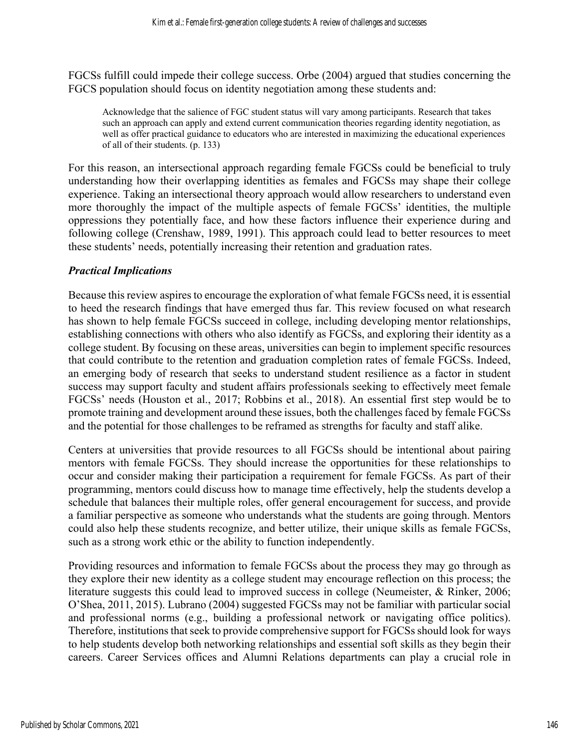FGCSs fulfill could impede their college success. Orbe (2004) argued that studies concerning the FGCS population should focus on identity negotiation among these students and:

> Acknowledge that the salience of FGC student status will vary among participants. Research that takes such an approach can apply and extend current communication theories regarding identity negotiation, as well as offer practical guidance to educators who are interested in maximizing the educational experiences of all of their students. (p. 133)

For this reason, an intersectional approach regarding female FGCSs could be beneficial to truly understanding how their overlapping identities as females and FGCSs may shape their college experience. Taking an intersectional theory approach would allow researchers to understand even more thoroughly the impact of the multiple aspects of female FGCSs' identities, the multiple oppressions they potentially face, and how these factors influence their experience during and following college (Crenshaw, 1989, 1991). This approach could lead to better resources to meet these students' needs, potentially increasing their retention and graduation rates.

### *Practical Implications*

Because this review aspires to encourage the exploration of what female FGCSs need, it is essential to heed the research findings that have emerged thus far. This review focused on what research has shown to help female FGCSs succeed in college, including developing mentor relationships, establishing connections with others who also identify as FGCSs, and exploring their identity as a college student. By focusing on these areas, universities can begin to implement specific resources that could contribute to the retention and graduation completion rates of female FGCSs. Indeed, an emerging body of research that seeks to understand student resilience as a factor in student success may support faculty and student affairs professionals seeking to effectively meet female FGCSs' needs (Houston et al., 2017; Robbins et al., 2018). An essential first step would be to promote training and development around these issues, both the challenges faced by female FGCSs and the potential for those challenges to be reframed as strengths for faculty and staff alike.

Centers at universities that provide resources to all FGCSs should be intentional about pairing mentors with female FGCSs. They should increase the opportunities for these relationships to occur and consider making their participation a requirement for female FGCSs. As part of their programming, mentors could discuss how to manage time effectively, help the students develop a schedule that balances their multiple roles, offer general encouragement for success, and provide a familiar perspective as someone who understands what the students are going through. Mentors could also help these students recognize, and better utilize, their unique skills as female FGCSs, such as a strong work ethic or the ability to function independently.

Providing resources and information to female FGCSs about the process they may go through as they explore their new identity as a college student may encourage reflection on this process; the literature suggests this could lead to improved success in college (Neumeister, & Rinker, 2006; O'Shea, 2011, 2015). Lubrano (2004) suggested FGCSs may not be familiar with particular social and professional norms (e.g., building a professional network or navigating office politics). Therefore, institutions that seek to provide comprehensive support for FGCSs should look for ways to help students develop both networking relationships and essential soft skills as they begin their careers. Career Services offices and Alumni Relations departments can play a crucial role in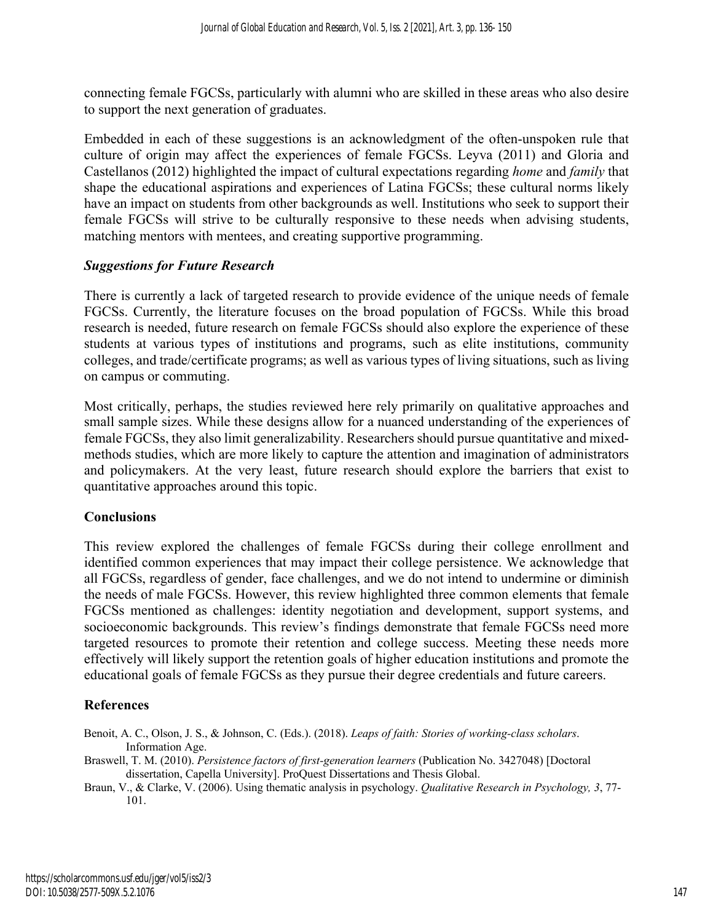connecting female FGCSs, particularly with alumni who are skilled in these areas who also desire to support the next generation of graduates.

Embedded in each of these suggestions is an acknowledgment of the often-unspoken rule that culture of origin may affect the experiences of female FGCSs. Leyva (2011) and Gloria and Castellanos (2012) highlighted the impact of cultural expectations regarding *home* and *family* that shape the educational aspirations and experiences of Latina FGCSs; these cultural norms likely have an impact on students from other backgrounds as well. Institutions who seek to support their female FGCSs will strive to be culturally responsive to these needs when advising students, matching mentors with mentees, and creating supportive programming.

### *Suggestions for Future Research*

There is currently a lack of targeted research to provide evidence of the unique needs of female FGCSs. Currently, the literature focuses on the broad population of FGCSs. While this broad research is needed, future research on female FGCSs should also explore the experience of these students at various types of institutions and programs, such as elite institutions, community colleges, and trade/certificate programs; as well as various types of living situations, such as living on campus or commuting.

Most critically, perhaps, the studies reviewed here rely primarily on qualitative approaches and small sample sizes. While these designs allow for a nuanced understanding of the experiences of female FGCSs, they also limit generalizability. Researchers should pursue quantitative and mixed-methods studies, which are more likely to capture the attention and imagination of administrators and policymakers. At the very least, future research should explore the barriers that exist to quantitative approaches around this topic.

## Conclusions

This review explored the challenges of female FGCSs during their college enrollment and identified common experiences that may impact their college persistence. We acknowledge that all FGCSs, regardless of gender, face challenges, and we do not intend to undermine or diminish the needs of male FGCSs. However, this review highlighted three common elements that female FGCSs mentioned as challenges: identity negotiation and development, support systems, and socioeconomic backgrounds. This review's findings demonstrate that female FGCSs need more targeted resources to promote their retention and college success. Meeting these needs more effectively will likely support the retention goals of higher education institutions and promote the educational goals of female FGCSs as they pursue their degree credentials and future careers.

## References

Benoit, A. C., Olson, J. S., & Johnson, C. (Eds.). (2018). *Leaps of faith: Stories of working-class scholars*. Information Age.

Braswell, T. M. (2010). *Persistence factors of first-generation learners* (Publication No. 3427048) [Doctoral dissertation, Capella University]. ProQuest Dissertations and Thesis Global.

Braun, V., & Clarke, V. (2006). Using thematic analysis in psychology. *Qualitative Research in Psychology, 3*, 77-101.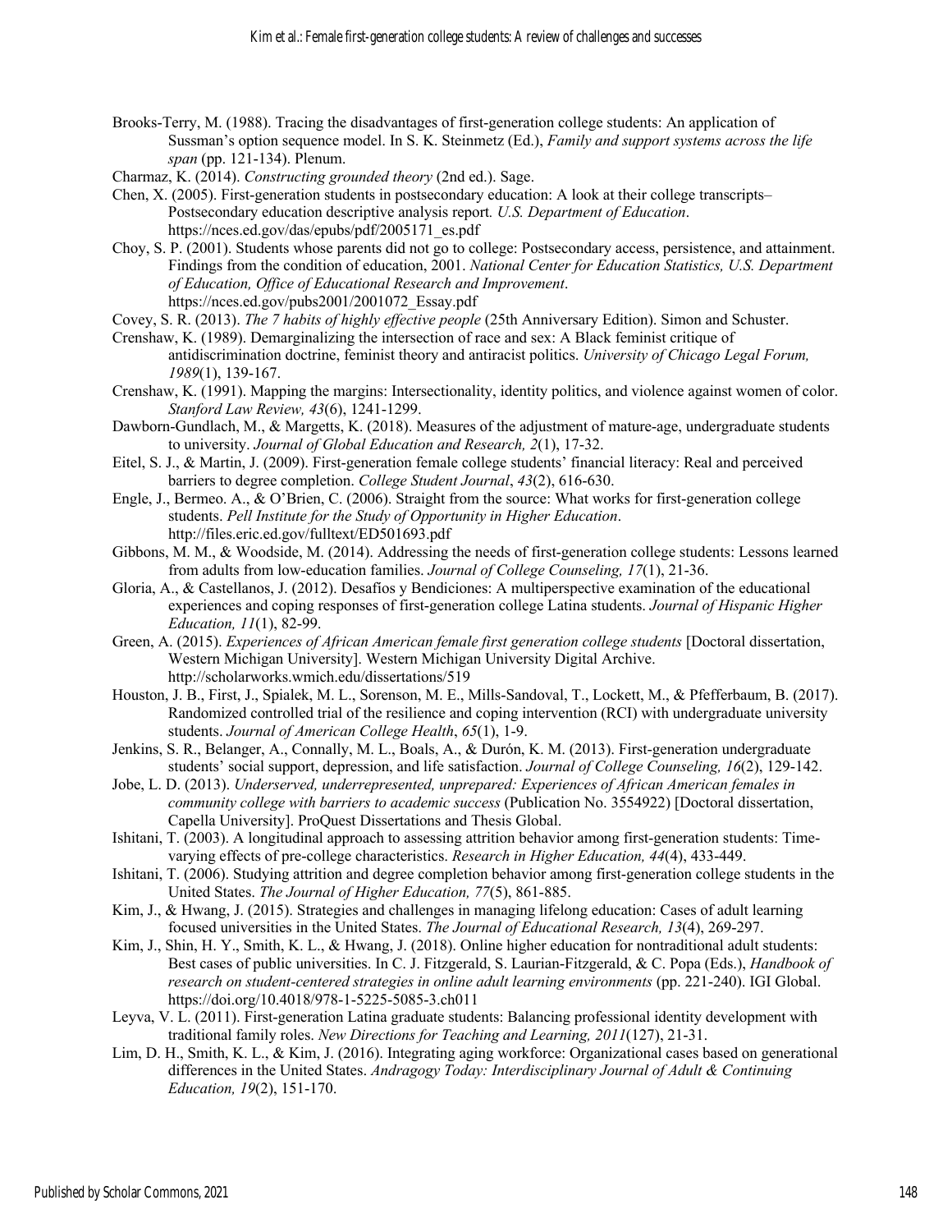Brooks-Terry, M. (1988). Tracing the disadvantages of first-generation college students: An application of Sussman's option sequence model. In S. K. Steinmetz (Ed.), *Family and support systems across the life span* (pp. 121-134). Plenum.

Charmaz, K. (2014). *Constructing grounded theory* (2nd ed.). Sage.

Chen, X. (2005). First-generation students in postsecondary education: A look at their college transcripts–Postsecondary education descriptive analysis report. *U.S. Department of Education*. https://nces.ed.gov/das/epubs/pdf/2005171_es.pdf

Choy, S. P. (2001). Students whose parents did not go to college: Postsecondary access, persistence, and attainment. Findings from the condition of education, 2001. *National Center for Education Statistics, U.S. Department of Education, Office of Educational Research and Improvement*. https://nces.ed.gov/pubs2001/2001072_Essay.pdf

Covey, S. R. (2013). *The 7 habits of highly effective people* (25th Anniversary Edition). Simon and Schuster.

Crenshaw, K. (1989). Demarginalizing the intersection of race and sex: A Black feminist critique of antidiscrimination doctrine, feminist theory and antiracist politics. *University of Chicago Legal Forum, 1989*(1), 139-167.

Crenshaw, K. (1991). Mapping the margins: Intersectionality, identity politics, and violence against women of color. *Stanford Law Review, 43*(6), 1241-1299.

Dawborn-Gundlach, M., & Margetts, K. (2018). Measures of the adjustment of mature-age, undergraduate students to university. *Journal of Global Education and Research, 2*(1), 17-32.

Eitel, S. J., & Martin, J. (2009). First-generation female college students' financial literacy: Real and perceived barriers to degree completion. *College Student Journal*, *43*(2), 616-630.

Engle, J., Bermeo. A., & O'Brien, C. (2006). Straight from the source: What works for first-generation college students. *Pell Institute for the Study of Opportunity in Higher Education*. http://files.eric.ed.gov/fulltext/ED501693.pdf

Gibbons, M. M., & Woodside, M. (2014). Addressing the needs of first-generation college students: Lessons learned from adults from low-education families. *Journal of College Counseling, 17*(1), 21-36.

Gloria, A., & Castellanos, J. (2012). Desafíos y Bendiciones: A multiperspective examination of the educational experiences and coping responses of first-generation college Latina students. *Journal of Hispanic Higher Education, 11*(1), 82-99.

Green, A. (2015). *Experiences of African American female first generation college students* [Doctoral dissertation, Western Michigan University]. Western Michigan University Digital Archive. http://scholarworks.wmich.edu/dissertations/519

Houston, J. B., First, J., Spialek, M. L., Sorenson, M. E., Mills-Sandoval, T., Lockett, M., & Pfefferbaum, B. (2017). Randomized controlled trial of the resilience and coping intervention (RCI) with undergraduate university students. *Journal of American College Health*, *65*(1), 1-9.

Jenkins, S. R., Belanger, A., Connally, M. L., Boals, A., & Durón, K. M. (2013). First-generation undergraduate students' social support, depression, and life satisfaction. *Journal of College Counseling, 16*(2), 129-142.

Jobe, L. D. (2013). *Underserved, underrepresented, unprepared: Experiences of African American females in community college with barriers to academic success* (Publication No. 3554922) [Doctoral dissertation, Capella University]. ProQuest Dissertations and Thesis Global.

Ishitani, T. (2003). A longitudinal approach to assessing attrition behavior among first-generation students: Time-varying effects of pre-college characteristics. *Research in Higher Education, 44*(4), 433-449.

Ishitani, T. (2006). Studying attrition and degree completion behavior among first-generation college students in the United States. *The Journal of Higher Education, 77*(5), 861-885.

Kim, J., & Hwang, J. (2015). Strategies and challenges in managing lifelong education: Cases of adult learning focused universities in the United States. *The Journal of Educational Research, 13*(4), 269-297.

Kim, J., Shin, H. Y., Smith, K. L., & Hwang, J. (2018). Online higher education for nontraditional adult students: Best cases of public universities. In C. J. Fitzgerald, S. Laurian-Fitzgerald, & C. Popa (Eds.), *Handbook of research on student-centered strategies in online adult learning environments* (pp. 221-240). IGI Global. https://doi.org/10.4018/978-1-5225-5085-3.ch011

Leyva, V. L. (2011). First-generation Latina graduate students: Balancing professional identity development with traditional family roles. *New Directions for Teaching and Learning, 2011*(127), 21-31.

Lim, D. H., Smith, K. L., & Kim, J. (2016). Integrating aging workforce: Organizational cases based on generational differences in the United States. *Andragogy Today: Interdisciplinary Journal of Adult & Continuing Education, 19*(2), 151-170.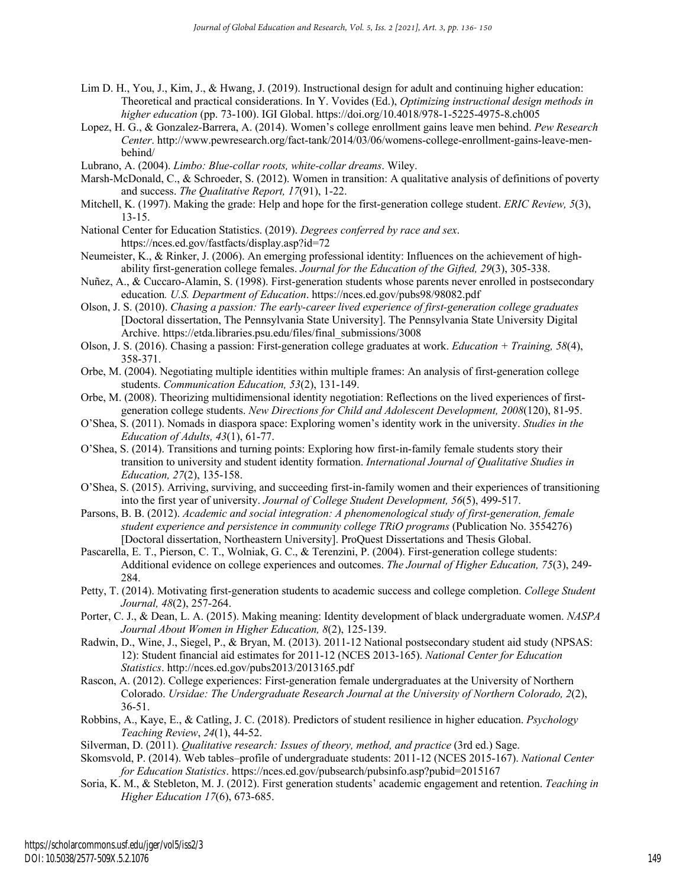Lim D. H., You, J., Kim, J., & Hwang, J. (2019). Instructional design for adult and continuing higher education: Theoretical and practical considerations. In Y. Vovides (Ed.), *Optimizing instructional design methods in higher education* (pp. 73-100). IGI Global. https://doi.org/10.4018/978-1-5225-4975-8.ch005

Lopez, H. G., & Gonzalez-Barrera, A. (2014). Women's college enrollment gains leave men behind. *Pew Research Center*. http://www.pewresearch.org/fact-tank/2014/03/06/womens-college-enrollment-gains-leave-men-behind/

Lubrano, A. (2004). *Limbo: Blue-collar roots, white-collar dreams*. Wiley.

Marsh-McDonald, C., & Schroeder, S. (2012). Women in transition: A qualitative analysis of definitions of poverty and success. *The Qualitative Report, 17*(91), 1-22.

Mitchell, K. (1997). Making the grade: Help and hope for the first-generation college student. *ERIC Review, 5*(3), 13-15.

National Center for Education Statistics. (2019). *Degrees conferred by race and sex*. https://nces.ed.gov/fastfacts/display.asp?id=72

Neumeister, K., & Rinker, J. (2006). An emerging professional identity: Influences on the achievement of high-ability first-generation college females. *Journal for the Education of the Gifted, 29*(3), 305-338.

Nuñez, A., & Cuccaro-Alamin, S. (1998). First-generation students whose parents never enrolled in postsecondary education*. U.S. Department of Education*. https://nces.ed.gov/pubs98/98082.pdf

Olson, J. S. (2010). *Chasing a passion: The early-career lived experience of first-generation college graduates* [Doctoral dissertation, The Pennsylvania State University]. The Pennsylvania State University Digital Archive. https://etda.libraries.psu.edu/files/final_submissions/3008

Olson, J. S. (2016). Chasing a passion: First-generation college graduates at work. *Education + Training, 58*(4), 358-371.

Orbe, M. (2004). Negotiating multiple identities within multiple frames: An analysis of first-generation college students. *Communication Education, 53*(2), 131-149.

Orbe, M. (2008). Theorizing multidimensional identity negotiation: Reflections on the lived experiences of first-generation college students. *New Directions for Child and Adolescent Development, 2008*(120), 81-95.

O'Shea, S. (2011). Nomads in diaspora space: Exploring women's identity work in the university. *Studies in the Education of Adults, 43*(1), 61-77.

O'Shea, S. (2014). Transitions and turning points: Exploring how first-in-family female students story their transition to university and student identity formation. *International Journal of Qualitative Studies in Education, 27*(2), 135-158.

O'Shea, S. (2015). Arriving, surviving, and succeeding first-in-family women and their experiences of transitioning into the first year of university. *Journal of College Student Development, 56*(5), 499-517.

Parsons, B. B. (2012). *Academic and social integration: A phenomenological study of first-generation, female student experience and persistence in community college TRiO programs* (Publication No. 3554276) [Doctoral dissertation, Northeastern University]. ProQuest Dissertations and Thesis Global.

Pascarella, E. T., Pierson, C. T., Wolniak, G. C., & Terenzini, P. (2004). First-generation college students: Additional evidence on college experiences and outcomes. *The Journal of Higher Education, 75*(3), 249-284.

Petty, T. (2014). Motivating first-generation students to academic success and college completion. *College Student Journal, 48*(2), 257-264.

Porter, C. J., & Dean, L. A. (2015). Making meaning: Identity development of black undergraduate women. *NASPA Journal About Women in Higher Education, 8*(2), 125-139.

Radwin, D., Wine, J., Siegel, P., & Bryan, M. (2013). 2011-12 National postsecondary student aid study (NPSAS: 12): Student financial aid estimates for 2011-12 (NCES 2013-165). *National Center for Education Statistics*. http://nces.ed.gov/pubs2013/2013165.pdf

Rascon, A. (2012). College experiences: First-generation female undergraduates at the University of Northern Colorado. *Ursidae: The Undergraduate Research Journal at the University of Northern Colorado, 2*(2), 36-51.

Robbins, A., Kaye, E., & Catling, J. C. (2018). Predictors of student resilience in higher education. *Psychology Teaching Review*, *24*(1), 44-52.

Silverman, D. (2011). *Qualitative research: Issues of theory, method, and practice* (3rd ed.) Sage.

Skomsvold, P. (2014). Web tables–profile of undergraduate students: 2011-12 (NCES 2015-167). *National Center for Education Statistics*. https://nces.ed.gov/pubsearch/pubsinfo.asp?pubid=2015167

Soria, K. M., & Stebleton, M. J. (2012). First generation students' academic engagement and retention. *Teaching in Higher Education 17*(6), 673-685.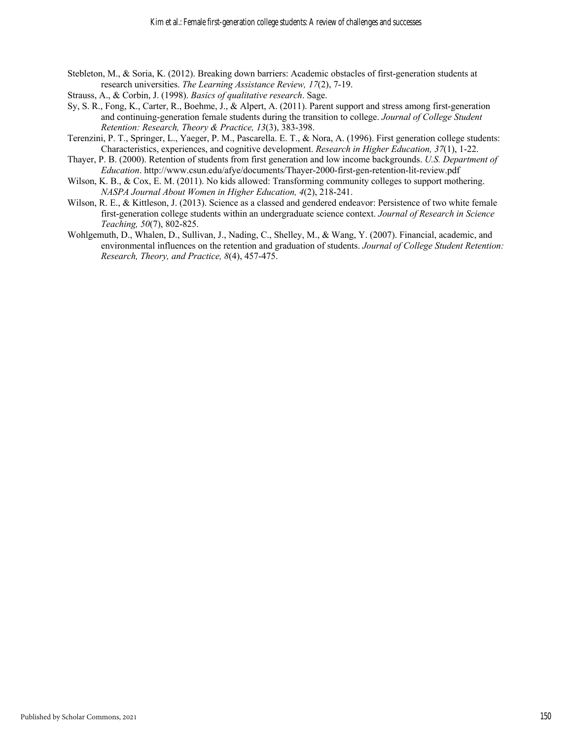Stebleton, M., & Soria, K. (2012). Breaking down barriers: Academic obstacles of first-generation students at research universities. *The Learning Assistance Review, 17*(2), 7-19.

Strauss, A., & Corbin, J. (1998). *Basics of qualitative research*. Sage.

Sy, S. R., Fong, K., Carter, R., Boehme, J., & Alpert, A. (2011). Parent support and stress among first-generation and continuing-generation female students during the transition to college. *Journal of College Student Retention: Research, Theory & Practice, 13*(3), 383-398.

Terenzini, P. T., Springer, L., Yaeger, P. M., Pascarella. E. T., & Nora, A. (1996). First generation college students: Characteristics, experiences, and cognitive development. *Research in Higher Education, 37*(1), 1-22.

Thayer, P. B. (2000). Retention of students from first generation and low income backgrounds. *U.S. Department of Education*. http://www.csun.edu/afye/documents/Thayer-2000-first-gen-retention-lit-review.pdf

Wilson, K. B., & Cox, E. M. (2011). No kids allowed: Transforming community colleges to support mothering. *NASPA Journal About Women in Higher Education, 4*(2), 218-241.

Wilson, R. E., & Kittleson, J. (2013). Science as a classed and gendered endeavor: Persistence of two white female first-generation college students within an undergraduate science context. *Journal of Research in Science Teaching, 50*(7), 802-825.

Wohlgemuth, D., Whalen, D., Sullivan, J., Nading, C., Shelley, M., & Wang, Y. (2007). Financial, academic, and environmental influences on the retention and graduation of students. *Journal of College Student Retention: Research, Theory, and Practice, 8*(4), 457-475.